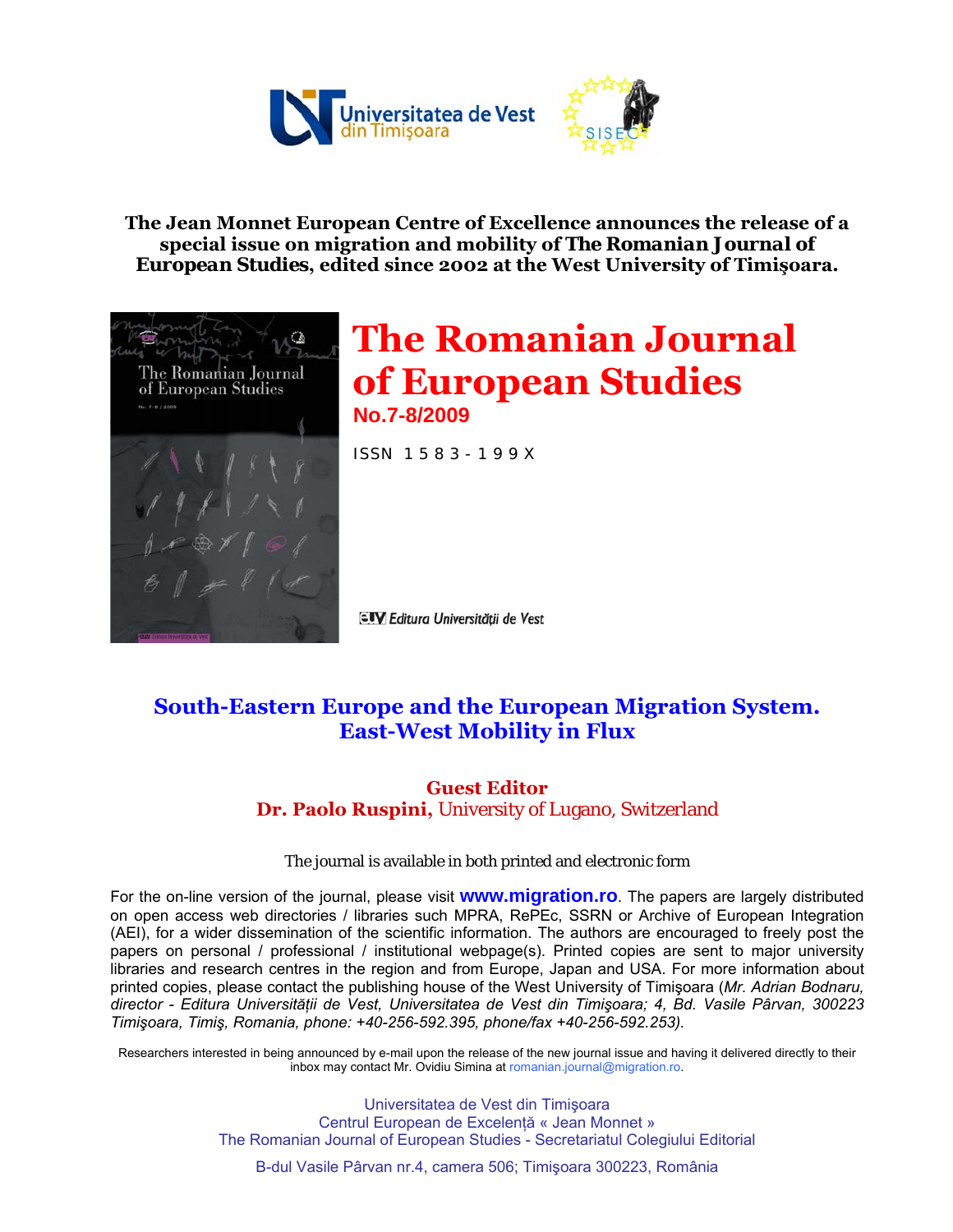**The Jean Monnet European Centre of Excellence announces the release of a special issue on migration and mobility of The Romanian Journal of European Studies, edited since 2002 at the West University of Timişoara.**

# The Romanian Journal of European Studies

**No.7-8/2009**

ISSN 1583-199X

*Editura Universității de Vest*

## South-Eastern Europe and the European Migration System. East-West Mobility in Flux

**Guest Editor**
**Dr. Paolo Ruspini,** University of Lugano, Switzerland

The journal is available in both printed and electronic form

For the on-line version of the journal, please visit **www.migration.ro**. The papers are largely distributed on open access web directories / libraries such MPRA, RePEc, SSRN or Archive of European Integration (AEI), for a wider dissemination of the scientific information. The authors are encouraged to freely post the papers on personal / professional / institutional webpage(s). Printed copies are sent to major university libraries and research centres in the region and from Europe, Japan and USA. For more information about printed copies, please contact the publishing house of the West University of Timişoara (*Mr. Adrian Bodnaru, director - Editura Universității de Vest, Universitatea de Vest din Timişoara; 4, Bd. Vasile Pârvan, 300223 Timişoara, Timiş, Romania, phone: +40-256-592.395, phone/fax +40-256-592.253).*

Researchers interested in being announced by e-mail upon the release of the new journal issue and having it delivered directly to their inbox may contact Mr. Ovidiu Simina at romanian.journal@migration.ro.

Universitatea de Vest din Timişoara
Centrul European de Excelență « Jean Monnet »
The Romanian Journal of European Studies - Secretariatul Colegiului Editorial

B-dul Vasile Pârvan nr.4, camera 506; Timişoara 300223, România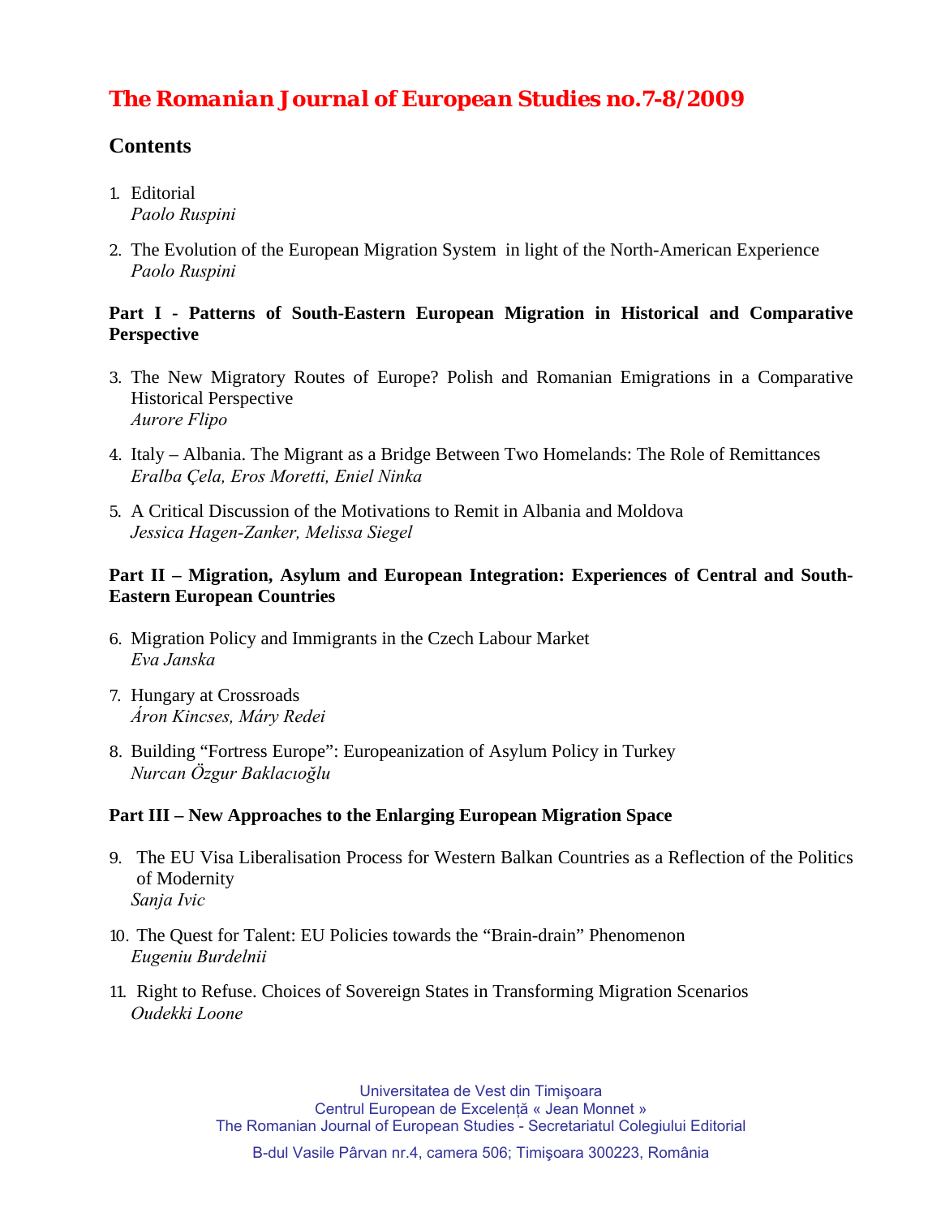# The Romanian Journal of European Studies no.7-8/2009

## Contents

1. Editorial
   *Paolo Ruspini*

2. The Evolution of the European Migration System in light of the North-American Experience
   *Paolo Ruspini*

**Part I - Patterns of South-Eastern European Migration in Historical and Comparative Perspective**

3. The New Migratory Routes of Europe? Polish and Romanian Emigrations in a Comparative Historical Perspective
   *Aurore Flipo*

4. Italy – Albania. The Migrant as a Bridge Between Two Homelands: The Role of Remittances
   *Eralba Çela, Eros Moretti, Eniel Ninka*

5. A Critical Discussion of the Motivations to Remit in Albania and Moldova
   *Jessica Hagen-Zanker, Melissa Siegel*

**Part II – Migration, Asylum and European Integration: Experiences of Central and South-Eastern European Countries**

6. Migration Policy and Immigrants in the Czech Labour Market
   *Eva Janska*

7. Hungary at Crossroads
   *Áron Kincses, Máry Redei*

8. Building "Fortress Europe": Europeanization of Asylum Policy in Turkey
   *Nurcan Özgur Baklacıoğlu*

**Part III – New Approaches to the Enlarging European Migration Space**

9. The EU Visa Liberalisation Process for Western Balkan Countries as a Reflection of the Politics of Modernity
   *Sanja Ivic*

10. The Quest for Talent: EU Policies towards the "Brain-drain" Phenomenon
    *Eugeniu Burdelnii*

11. Right to Refuse. Choices of Sovereign States in Transforming Migration Scenarios
    *Oudekki Loone*

Universitatea de Vest din Timişoara
Centrul European de Excelență « Jean Monnet »
The Romanian Journal of European Studies - Secretariatul Colegiului Editorial

B-dul Vasile Pârvan nr.4, camera 506; Timişoara 300223, România